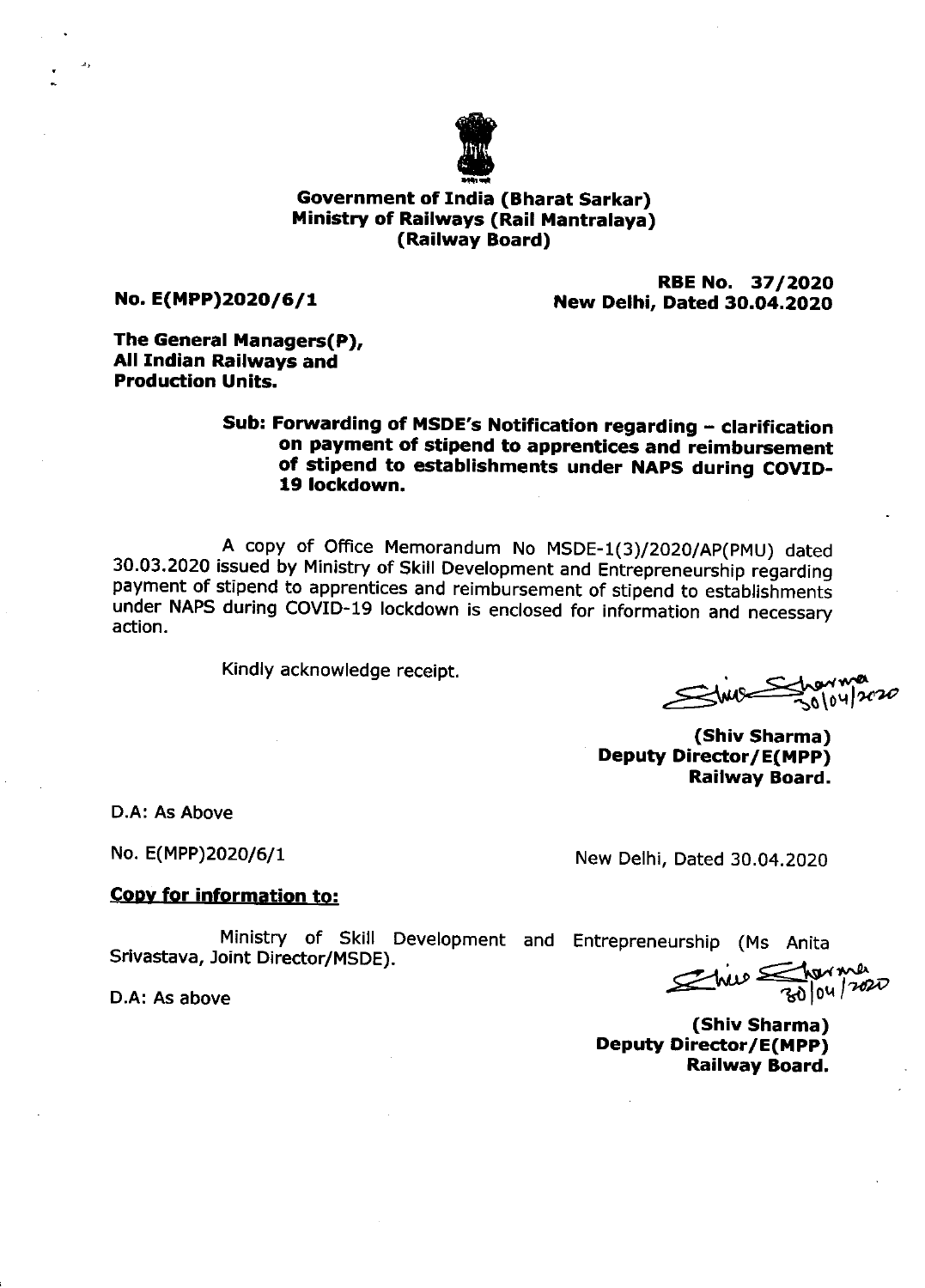**Government of India (Bharat Sarkar)**
**Ministry of Railways (Rail Mantralaya)**
**(Railway Board)**

**No. E(MPP)2020/6/1**

**RBE No. 37/2020**
**New Delhi, Dated 30.04.2020**

**The General Managers(P),**
**All Indian Railways and**
**Production Units.**

**Sub: Forwarding of MSDE's Notification regarding – clarification on payment of stipend to apprentices and reimbursement of stipend to establishments under NAPS during COVID-19 lockdown.**

A copy of Office Memorandum No MSDE-1(3)/2020/AP(PMU) dated 30.03.2020 issued by Ministry of Skill Development and Entrepreneurship regarding payment of stipend to apprentices and reimbursement of stipend to establishments under NAPS during COVID-19 lockdown is enclosed for information and necessary action.

Kindly acknowledge receipt.

Shiv Sharma 30/04/2020

**(Shiv Sharma)**
**Deputy Director/E(MPP)**
**Railway Board.**

D.A: As Above

No. E(MPP)2020/6/1

New Delhi, Dated 30.04.2020

**Copy for information to:**

Ministry of Skill Development and Entrepreneurship (Ms Anita Srivastava, Joint Director/MSDE).

D.A: As above

Shiv Sharma 30/04/2020

**(Shiv Sharma)**
**Deputy Director/E(MPP)**
**Railway Board.**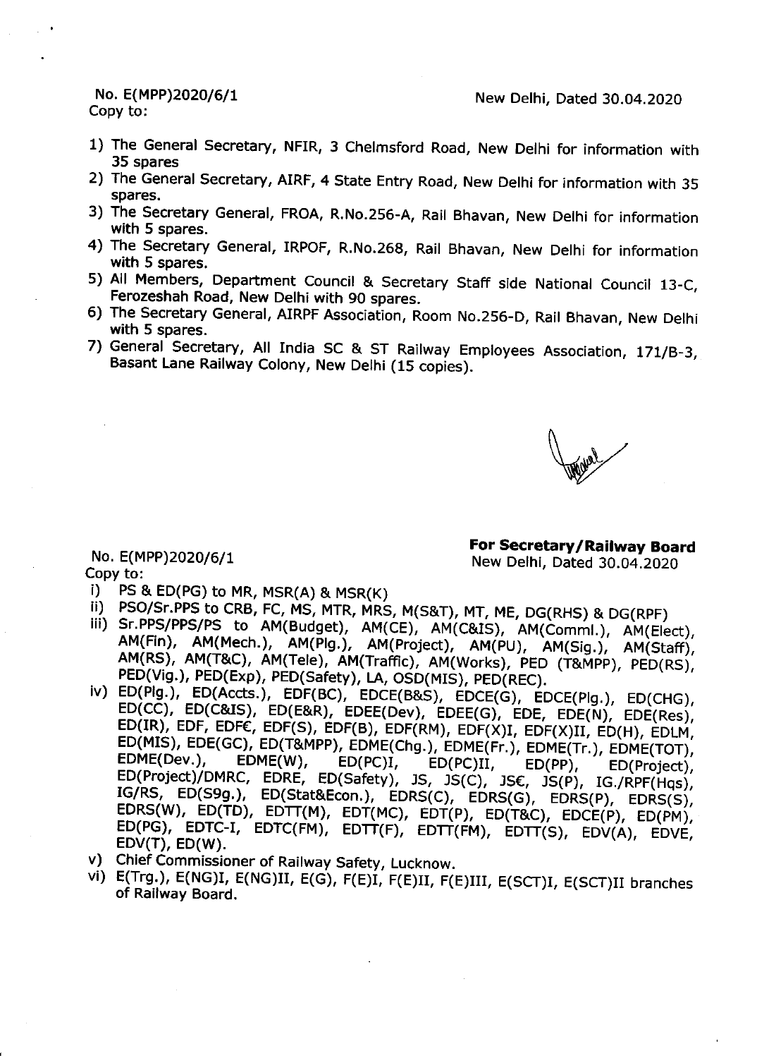No. E(MPP)2020/6/1 New Delhi, Dated 30.04.2020

Copy to:

1) The General Secretary, NFIR, 3 Chelmsford Road, New Delhi for information with 35 spares
2) The General Secretary, AIRF, 4 State Entry Road, New Delhi for information with 35 spares.
3) The Secretary General, FROA, R.No.256-A, Rail Bhavan, New Delhi for information with 5 spares.
4) The Secretary General, IRPOF, R.No.268, Rail Bhavan, New Delhi for information with 5 spares.
5) All Members, Department Council & Secretary Staff side National Council 13-C, Ferozeshah Road, New Delhi with 90 spares.
6) The Secretary General, AIRPF Association, Room No.256-D, Rail Bhavan, New Delhi with 5 spares.
7) General Secretary, All India SC & ST Railway Employees Association, 171/B-3, Basant Lane Railway Colony, New Delhi (15 copies).

**For Secretary/Railway Board**

No. E(MPP)2020/6/1 New Delhi, Dated 30.04.2020

Copy to:

i) PS & ED(PG) to MR, MSR(A) & MSR(K)
ii) PSO/Sr.PPS to CRB, FC, MS, MTR, MRS, M(S&T), MT, ME, DG(RHS) & DG(RPF)
iii) Sr.PPS/PPS/PS to AM(Budget), AM(CE), AM(C&IS), AM(Comml.), AM(Elect), AM(Fin), AM(Mech.), AM(Plg.), AM(Project), AM(PU), AM(Sig.), AM(Staff), AM(RS), AM(T&C), AM(Tele), AM(Traffic), AM(Works), PED (T&MPP), PED(RS), PED(Vig.), PED(Exp), PED(Safety), LA, OSD(MIS), PED(REC).
iv) ED(Plg.), ED(Accts.), EDF(BC), EDCE(B&S), EDCE(G), EDCE(Plg.), ED(CHG), ED(CC), ED(C&IS), ED(E&R), EDEE(Dev), EDEE(G), EDE, EDE(N), EDE(Res), ED(IR), EDF, EDF€, EDF(S), EDF(B), EDF(RM), EDF(X)I, EDF(X)II, ED(H), EDLM, ED(MIS), EDE(GC), ED(T&MPP), EDME(Chg.), EDME(Fr.), EDME(Tr.), EDME(TOT), EDME(Dev.), EDME(W), ED(PC)I, ED(PC)II, ED(PP), ED(Project), ED(Project)/DMRC, EDRE, ED(Safety), JS, JS(C), JS€, JS(P), IG./RPF(Hqs), IG/RS, ED(S9g.), ED(Stat&Econ.), EDRS(C), EDRS(G), EDRS(P), EDRS(S), EDRS(W), ED(TD), EDTT(M), EDT(MC), EDT(P), ED(T&C), EDCE(P), ED(PM), ED(PG), EDTC-I, EDTC(FM), EDTT(F), EDTT(FM), EDTT(S), EDV(A), EDVE, EDV(T), ED(W).
v) Chief Commissioner of Railway Safety, Lucknow.
vi) E(Trg.), E(NG)I, E(NG)II, E(G), F(E)I, F(E)II, F(E)III, E(SCT)I, E(SCT)II branches of Railway Board.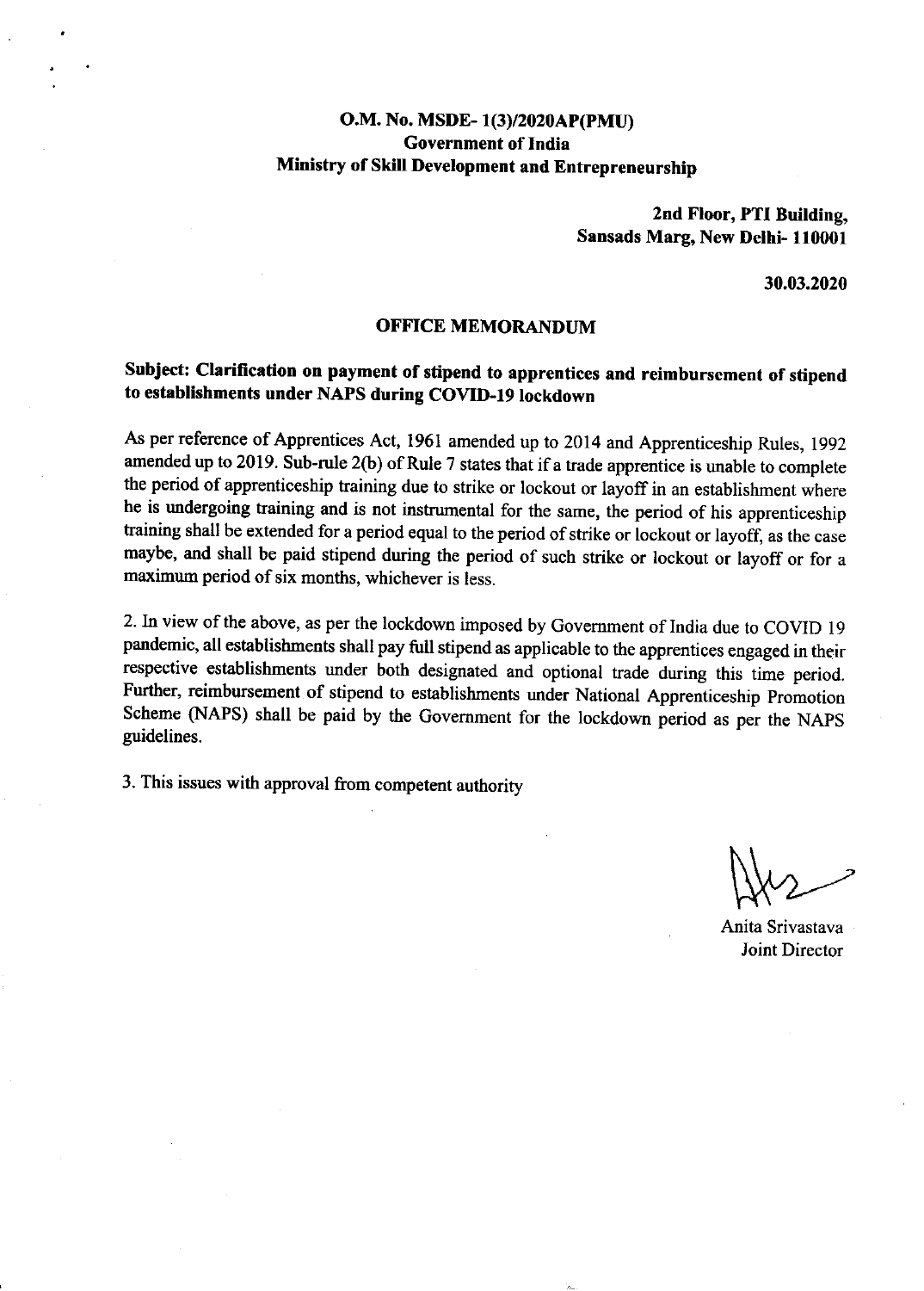**O.M. No. MSDE- 1(3)/2020AP(PMU)**
**Government of India**
**Ministry of Skill Development and Entrepreneurship**

**2nd Floor, PTI Building,**
**Sansads Marg, New Delhi- 110001**

**30.03.2020**

## OFFICE MEMORANDUM

**Subject: Clarification on payment of stipend to apprentices and reimbursement of stipend to establishments under NAPS during COVID-19 lockdown**

As per reference of Apprentices Act, 1961 amended up to 2014 and Apprenticeship Rules, 1992 amended up to 2019. Sub-rule 2(b) of Rule 7 states that if a trade apprentice is unable to complete the period of apprenticeship training due to strike or lockout or layoff in an establishment where he is undergoing training and is not instrumental for the same, the period of his apprenticeship training shall be extended for a period equal to the period of strike or lockout or layoff, as the case maybe, and shall be paid stipend during the period of such strike or lockout or layoff or for a maximum period of six months, whichever is less.

2. In view of the above, as per the lockdown imposed by Government of India due to COVID 19 pandemic, all establishments shall pay full stipend as applicable to the apprentices engaged in their respective establishments under both designated and optional trade during this time period. Further, reimbursement of stipend to establishments under National Apprenticeship Promotion Scheme (NAPS) shall be paid by the Government for the lockdown period as per the NAPS guidelines.

3. This issues with approval from competent authority

Anita Srivastava
Joint Director